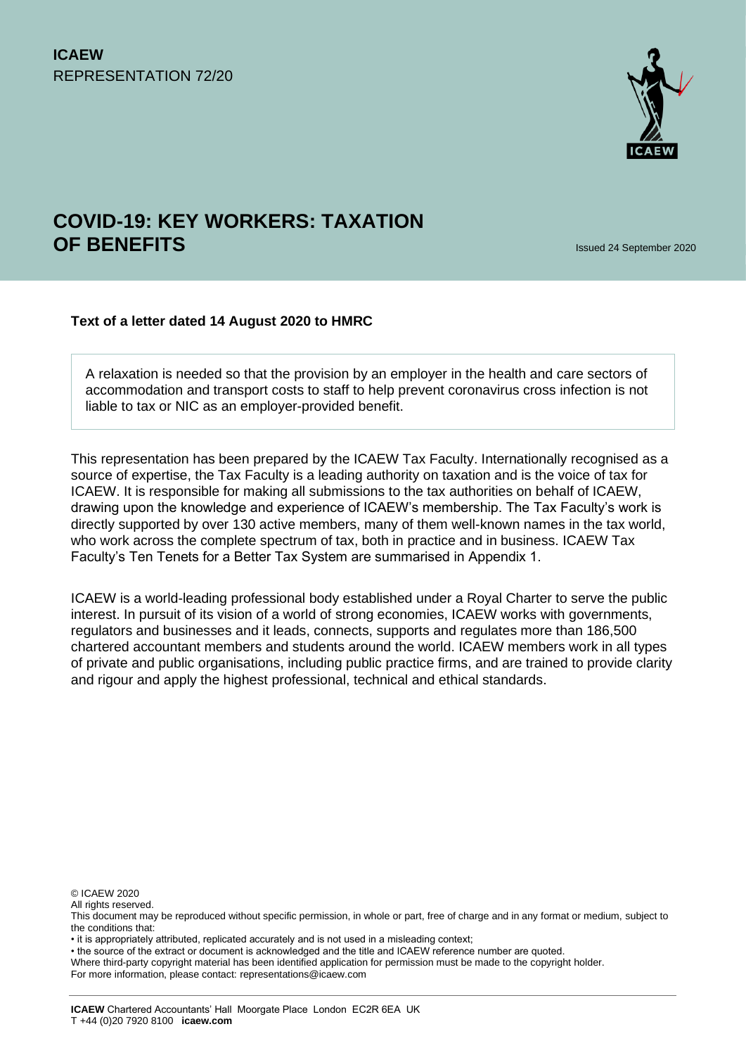**ICAEW**
REPRESENTATION 72/20

# COVID-19: KEY WORKERS: TAXATION OF BENEFITS

Issued 24 September 2020

**Text of a letter dated 14 August 2020 to HMRC**

A relaxation is needed so that the provision by an employer in the health and care sectors of accommodation and transport costs to staff to help prevent coronavirus cross infection is not liable to tax or NIC as an employer-provided benefit.

This representation has been prepared by the ICAEW Tax Faculty. Internationally recognised as a source of expertise, the Tax Faculty is a leading authority on taxation and is the voice of tax for ICAEW. It is responsible for making all submissions to the tax authorities on behalf of ICAEW, drawing upon the knowledge and experience of ICAEW's membership. The Tax Faculty's work is directly supported by over 130 active members, many of them well-known names in the tax world, who work across the complete spectrum of tax, both in practice and in business. ICAEW Tax Faculty's Ten Tenets for a Better Tax System are summarised in Appendix 1.

ICAEW is a world-leading professional body established under a Royal Charter to serve the public interest. In pursuit of its vision of a world of strong economies, ICAEW works with governments, regulators and businesses and it leads, connects, supports and regulates more than 186,500 chartered accountant members and students around the world. ICAEW members work in all types of private and public organisations, including public practice firms, and are trained to provide clarity and rigour and apply the highest professional, technical and ethical standards.

© ICAEW 2020
All rights reserved.
This document may be reproduced without specific permission, in whole or part, free of charge and in any format or medium, subject to the conditions that:
• it is appropriately attributed, replicated accurately and is not used in a misleading context;
• the source of the extract or document is acknowledged and the title and ICAEW reference number are quoted.
Where third-party copyright material has been identified application for permission must be made to the copyright holder.
For more information, please contact: representations@icaew.com

**ICAEW** Chartered Accountants' Hall Moorgate Place London EC2R 6EA UK
T +44 (0)20 7920 8100 **icaew.com**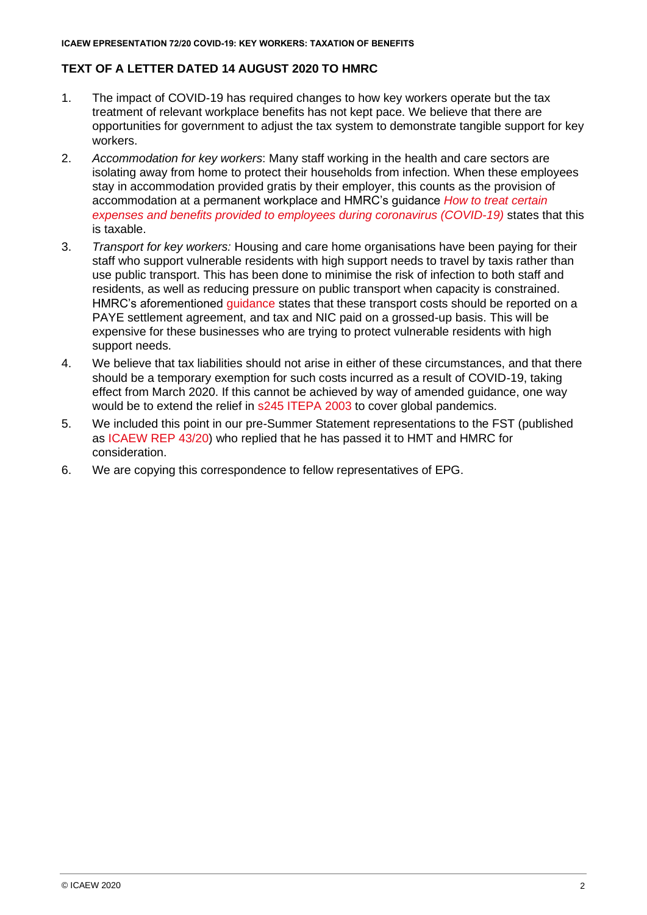## TEXT OF A LETTER DATED 14 AUGUST 2020 TO HMRC

1. The impact of COVID-19 has required changes to how key workers operate but the tax treatment of relevant workplace benefits has not kept pace. We believe that there are opportunities for government to adjust the tax system to demonstrate tangible support for key workers.
2. *Accommodation for key workers*: Many staff working in the health and care sectors are isolating away from home to protect their households from infection. When these employees stay in accommodation provided gratis by their employer, this counts as the provision of accommodation at a permanent workplace and HMRC's guidance *How to treat certain expenses and benefits provided to employees during coronavirus (COVID-19)* states that this is taxable.
3. *Transport for key workers:* Housing and care home organisations have been paying for their staff who support vulnerable residents with high support needs to travel by taxis rather than use public transport. This has been done to minimise the risk of infection to both staff and residents, as well as reducing pressure on public transport when capacity is constrained. HMRC's aforementioned guidance states that these transport costs should be reported on a PAYE settlement agreement, and tax and NIC paid on a grossed-up basis. This will be expensive for these businesses who are trying to protect vulnerable residents with high support needs.
4. We believe that tax liabilities should not arise in either of these circumstances, and that there should be a temporary exemption for such costs incurred as a result of COVID-19, taking effect from March 2020. If this cannot be achieved by way of amended guidance, one way would be to extend the relief in s245 ITEPA 2003 to cover global pandemics.
5. We included this point in our pre-Summer Statement representations to the FST (published as ICAEW REP 43/20) who replied that he has passed it to HMT and HMRC for consideration.
6. We are copying this correspondence to fellow representatives of EPG.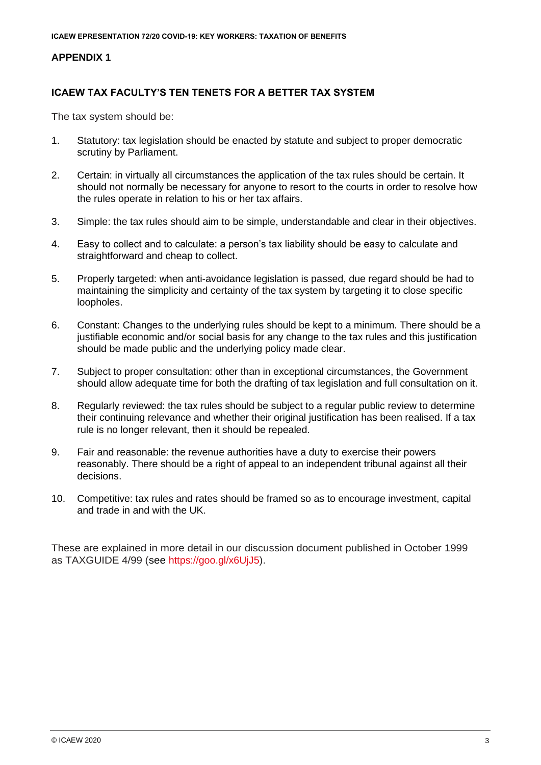## APPENDIX 1

## ICAEW TAX FACULTY'S TEN TENETS FOR A BETTER TAX SYSTEM

The tax system should be:

1. Statutory: tax legislation should be enacted by statute and subject to proper democratic scrutiny by Parliament.

2. Certain: in virtually all circumstances the application of the tax rules should be certain. It should not normally be necessary for anyone to resort to the courts in order to resolve how the rules operate in relation to his or her tax affairs.

3. Simple: the tax rules should aim to be simple, understandable and clear in their objectives.

4. Easy to collect and to calculate: a person's tax liability should be easy to calculate and straightforward and cheap to collect.

5. Properly targeted: when anti-avoidance legislation is passed, due regard should be had to maintaining the simplicity and certainty of the tax system by targeting it to close specific loopholes.

6. Constant: Changes to the underlying rules should be kept to a minimum. There should be a justifiable economic and/or social basis for any change to the tax rules and this justification should be made public and the underlying policy made clear.

7. Subject to proper consultation: other than in exceptional circumstances, the Government should allow adequate time for both the drafting of tax legislation and full consultation on it.

8. Regularly reviewed: the tax rules should be subject to a regular public review to determine their continuing relevance and whether their original justification has been realised. If a tax rule is no longer relevant, then it should be repealed.

9. Fair and reasonable: the revenue authorities have a duty to exercise their powers reasonably. There should be a right of appeal to an independent tribunal against all their decisions.

10. Competitive: tax rules and rates should be framed so as to encourage investment, capital and trade in and with the UK.

These are explained in more detail in our discussion document published in October 1999 as TAXGUIDE 4/99 (see https://goo.gl/x6UjJ5).